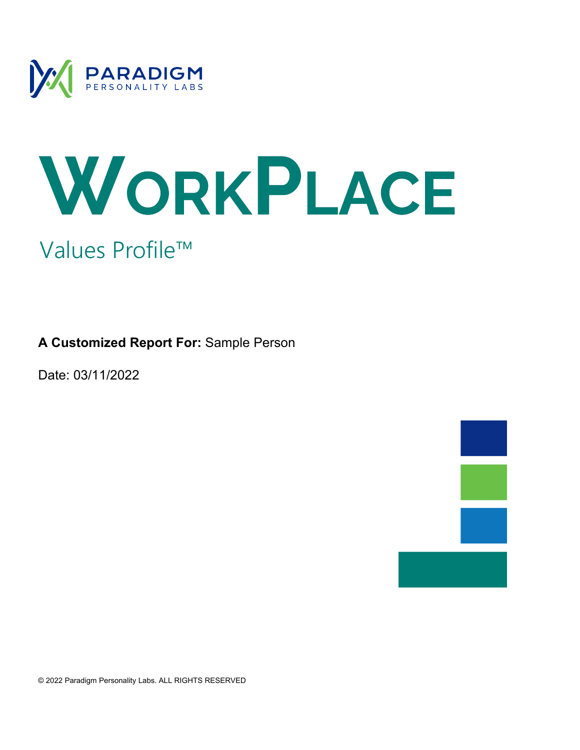PARADIGM
PERSONALITY LABS

# WorkPlace

## Values Profile™

**A Customized Report For:** Sample Person

Date: 03/11/2022

© 2022 Paradigm Personality Labs. ALL RIGHTS RESERVED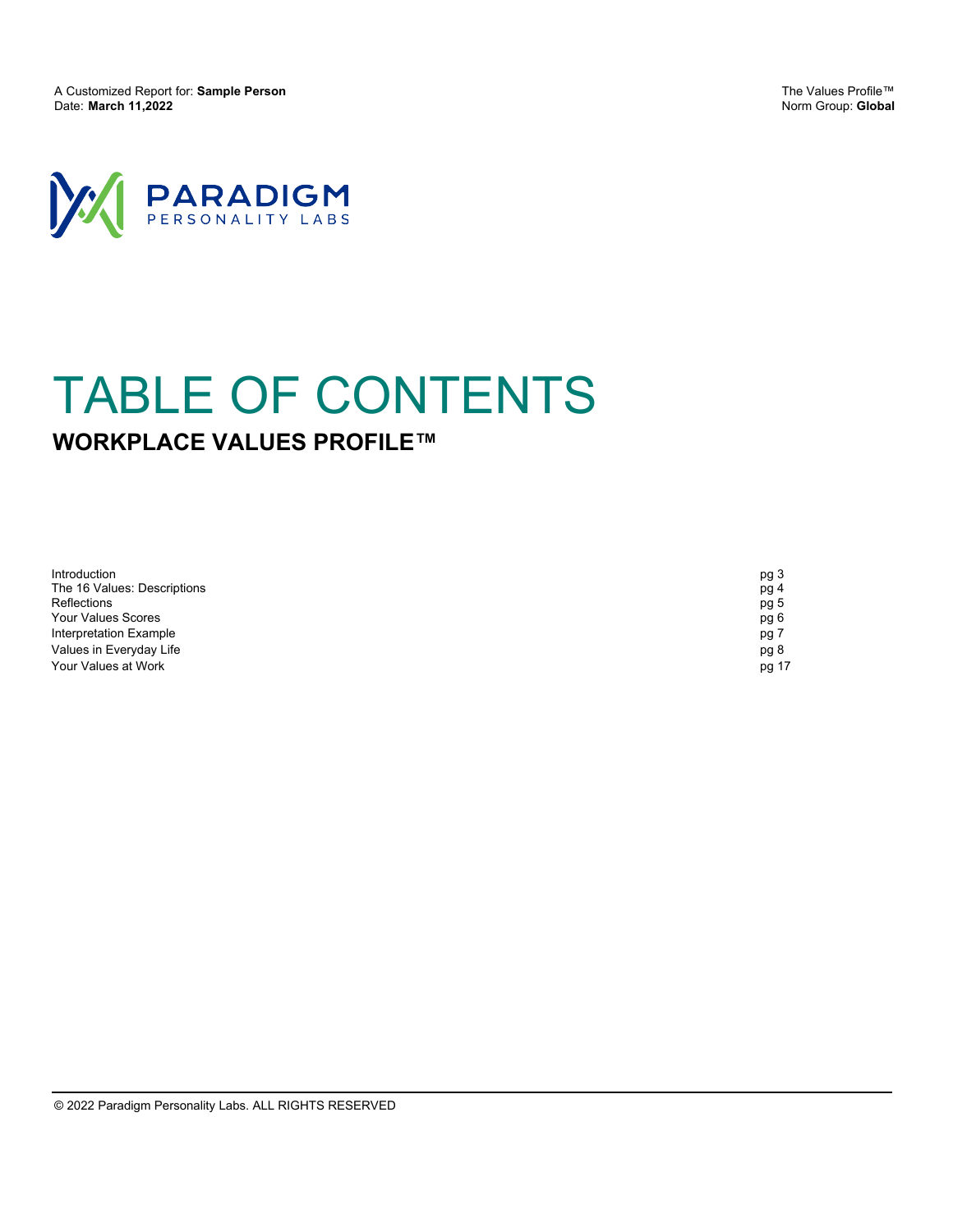# TABLE OF CONTENTS

## WORKPLACE VALUES PROFILE™

| | |
|---|---|
| Introduction | pg 3 |
| The 16 Values: Descriptions | pg 4 |
| Reflections | pg 5 |
| Your Values Scores | pg 6 |
| Interpretation Example | pg 7 |
| Values in Everyday Life | pg 8 |
| Your Values at Work | pg 17 |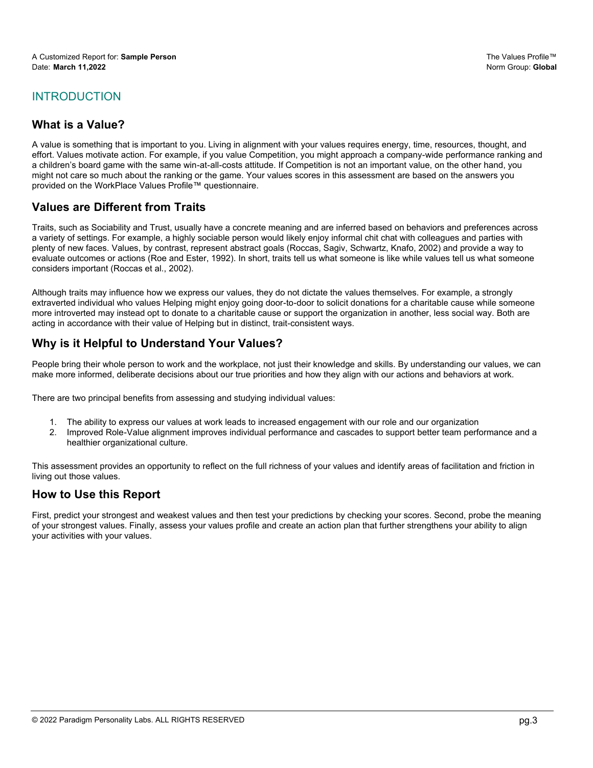# INTRODUCTION

## What is a Value?

A value is something that is important to you. Living in alignment with your values requires energy, time, resources, thought, and effort. Values motivate action. For example, if you value Competition, you might approach a company-wide performance ranking and a children's board game with the same win-at-all-costs attitude. If Competition is not an important value, on the other hand, you might not care so much about the ranking or the game. Your values scores in this assessment are based on the answers you provided on the WorkPlace Values Profile™ questionnaire.

## Values are Different from Traits

Traits, such as Sociability and Trust, usually have a concrete meaning and are inferred based on behaviors and preferences across a variety of settings. For example, a highly sociable person would likely enjoy informal chit chat with colleagues and parties with plenty of new faces. Values, by contrast, represent abstract goals (Roccas, Sagiv, Schwartz, Knafo, 2002) and provide a way to evaluate outcomes or actions (Roe and Ester, 1992). In short, traits tell us what someone is like while values tell us what someone considers important (Roccas et al., 2002).

Although traits may influence how we express our values, they do not dictate the values themselves. For example, a strongly extraverted individual who values Helping might enjoy going door-to-door to solicit donations for a charitable cause while someone more introverted may instead opt to donate to a charitable cause or support the organization in another, less social way. Both are acting in accordance with their value of Helping but in distinct, trait-consistent ways.

## Why is it Helpful to Understand Your Values?

People bring their whole person to work and the workplace, not just their knowledge and skills. By understanding our values, we can make more informed, deliberate decisions about our true priorities and how they align with our actions and behaviors at work.

There are two principal benefits from assessing and studying individual values:

1. The ability to express our values at work leads to increased engagement with our role and our organization
2. Improved Role-Value alignment improves individual performance and cascades to support better team performance and a healthier organizational culture.

This assessment provides an opportunity to reflect on the full richness of your values and identify areas of facilitation and friction in living out those values.

## How to Use this Report

First, predict your strongest and weakest values and then test your predictions by checking your scores. Second, probe the meaning of your strongest values. Finally, assess your values profile and create an action plan that further strengthens your ability to align your activities with your values.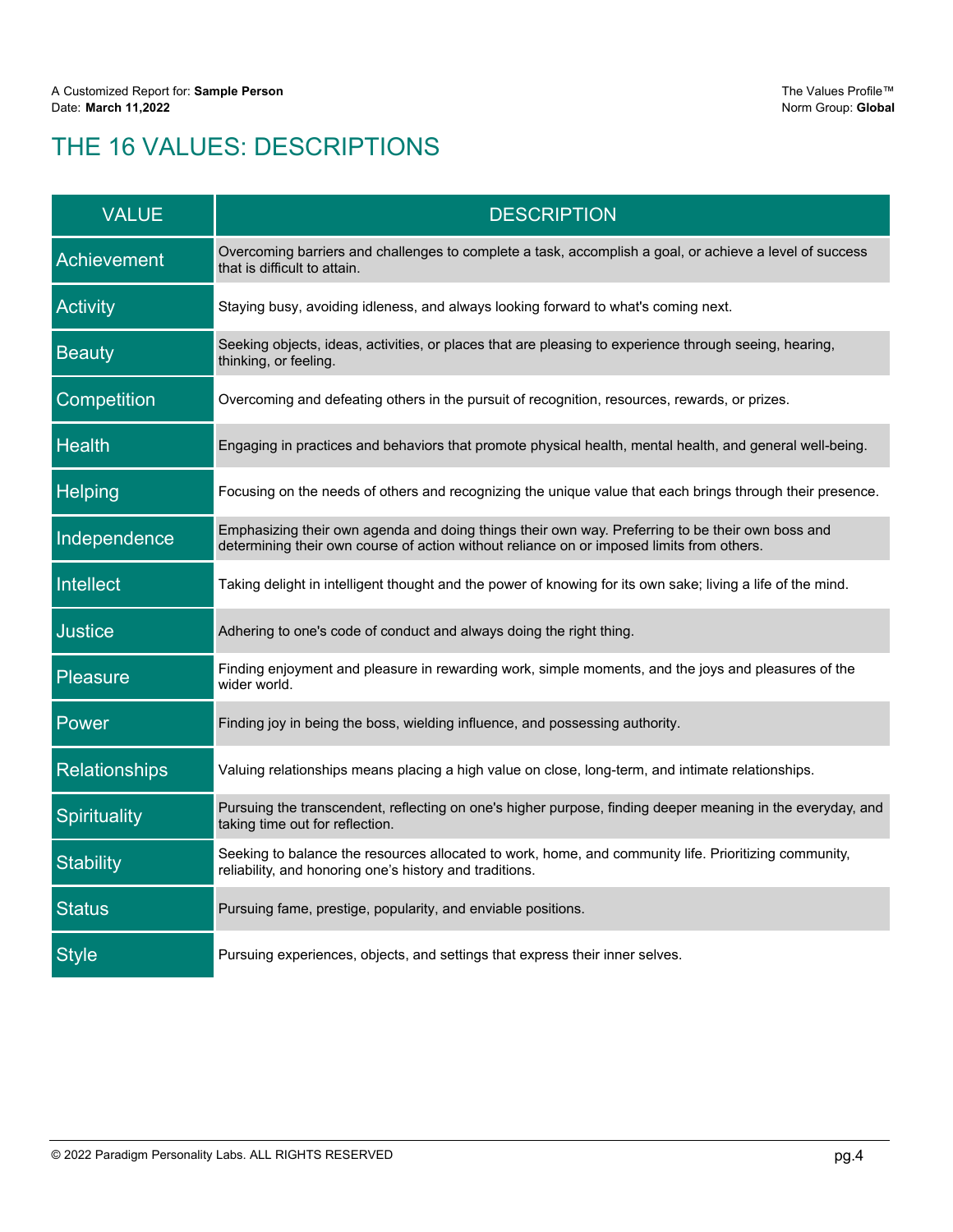# THE 16 VALUES: DESCRIPTIONS

| VALUE | DESCRIPTION |
|---|---|
| Achievement | Overcoming barriers and challenges to complete a task, accomplish a goal, or achieve a level of success that is difficult to attain. |
| Activity | Staying busy, avoiding idleness, and always looking forward to what's coming next. |
| Beauty | Seeking objects, ideas, activities, or places that are pleasing to experience through seeing, hearing, thinking, or feeling. |
| Competition | Overcoming and defeating others in the pursuit of recognition, resources, rewards, or prizes. |
| Health | Engaging in practices and behaviors that promote physical health, mental health, and general well-being. |
| Helping | Focusing on the needs of others and recognizing the unique value that each brings through their presence. |
| Independence | Emphasizing their own agenda and doing things their own way. Preferring to be their own boss and determining their own course of action without reliance on or imposed limits from others. |
| Intellect | Taking delight in intelligent thought and the power of knowing for its own sake; living a life of the mind. |
| Justice | Adhering to one's code of conduct and always doing the right thing. |
| Pleasure | Finding enjoyment and pleasure in rewarding work, simple moments, and the joys and pleasures of the wider world. |
| Power | Finding joy in being the boss, wielding influence, and possessing authority. |
| Relationships | Valuing relationships means placing a high value on close, long-term, and intimate relationships. |
| Spirituality | Pursuing the transcendent, reflecting on one's higher purpose, finding deeper meaning in the everyday, and taking time out for reflection. |
| Stability | Seeking to balance the resources allocated to work, home, and community life. Prioritizing community, reliability, and honoring one's history and traditions. |
| Status | Pursuing fame, prestige, popularity, and enviable positions. |
| Style | Pursuing experiences, objects, and settings that express their inner selves. |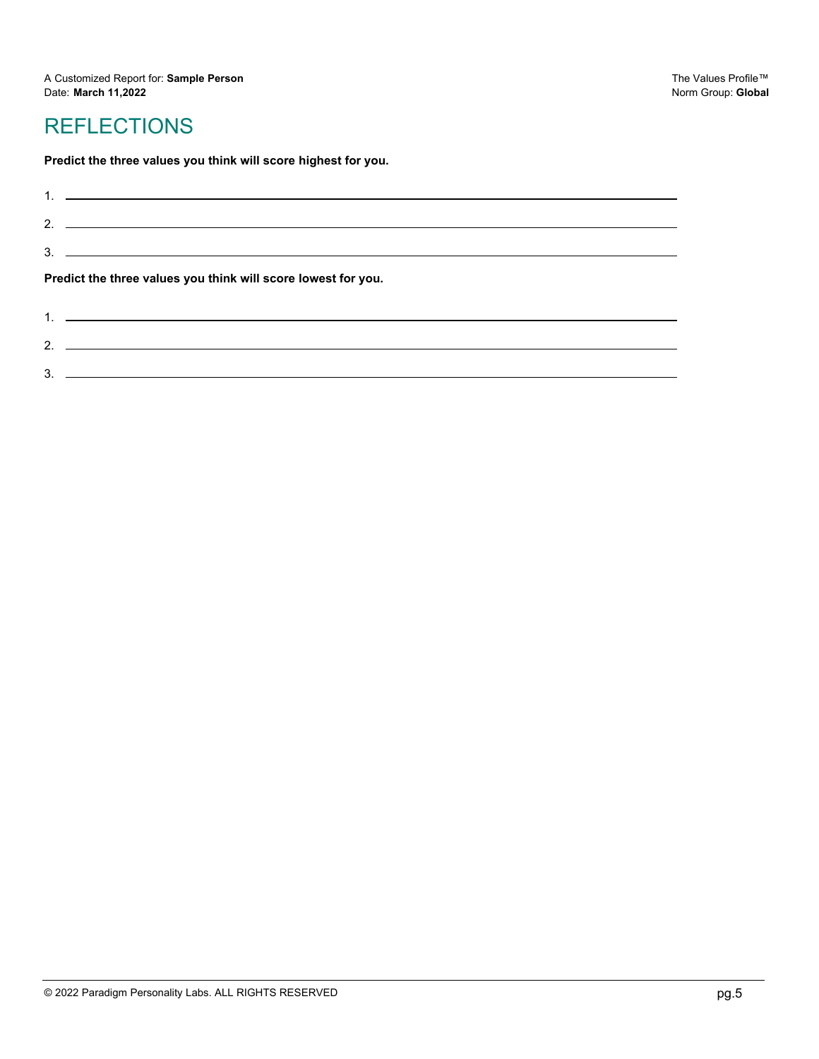# REFLECTIONS

**Predict the three values you think will score highest for you.**

1. \_\_\_\_\_\_\_\_\_\_\_\_\_\_\_\_\_\_\_\_\_\_\_\_\_\_\_\_\_\_\_\_\_\_\_\_\_\_\_\_

2. \_\_\_\_\_\_\_\_\_\_\_\_\_\_\_\_\_\_\_\_\_\_\_\_\_\_\_\_\_\_\_\_\_\_\_\_\_\_\_\_

3. \_\_\_\_\_\_\_\_\_\_\_\_\_\_\_\_\_\_\_\_\_\_\_\_\_\_\_\_\_\_\_\_\_\_\_\_\_\_\_\_

**Predict the three values you think will score lowest for you.**

1. \_\_\_\_\_\_\_\_\_\_\_\_\_\_\_\_\_\_\_\_\_\_\_\_\_\_\_\_\_\_\_\_\_\_\_\_\_\_\_\_

2. \_\_\_\_\_\_\_\_\_\_\_\_\_\_\_\_\_\_\_\_\_\_\_\_\_\_\_\_\_\_\_\_\_\_\_\_\_\_\_\_

3. \_\_\_\_\_\_\_\_\_\_\_\_\_\_\_\_\_\_\_\_\_\_\_\_\_\_\_\_\_\_\_\_\_\_\_\_\_\_\_\_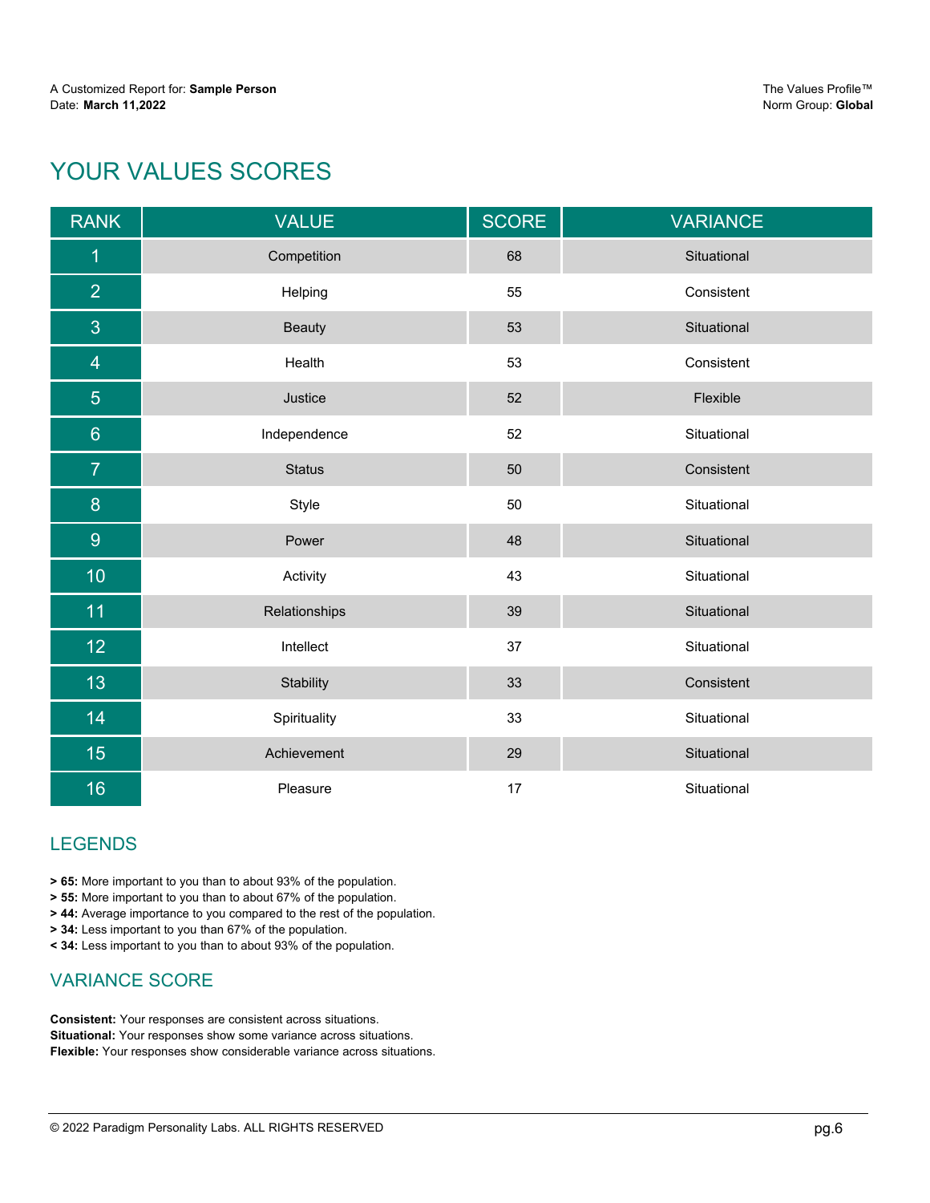# YOUR VALUES SCORES

| RANK | VALUE | SCORE | VARIANCE |
|---|---|---|---|
| 1 | Competition | 68 | Situational |
| 2 | Helping | 55 | Consistent |
| 3 | Beauty | 53 | Situational |
| 4 | Health | 53 | Consistent |
| 5 | Justice | 52 | Flexible |
| 6 | Independence | 52 | Situational |
| 7 | Status | 50 | Consistent |
| 8 | Style | 50 | Situational |
| 9 | Power | 48 | Situational |
| 10 | Activity | 43 | Situational |
| 11 | Relationships | 39 | Situational |
| 12 | Intellect | 37 | Situational |
| 13 | Stability | 33 | Consistent |
| 14 | Spirituality | 33 | Situational |
| 15 | Achievement | 29 | Situational |
| 16 | Pleasure | 17 | Situational |

## LEGENDS

**> 65:** More important to you than to about 93% of the population.
**> 55:** More important to you than to about 67% of the population.
**> 44:** Average importance to you compared to the rest of the population.
**> 34:** Less important to you than 67% of the population.
**< 34:** Less important to you than to about 93% of the population.

## VARIANCE SCORE

**Consistent:** Your responses are consistent across situations.
**Situational:** Your responses show some variance across situations.
**Flexible:** Your responses show considerable variance across situations.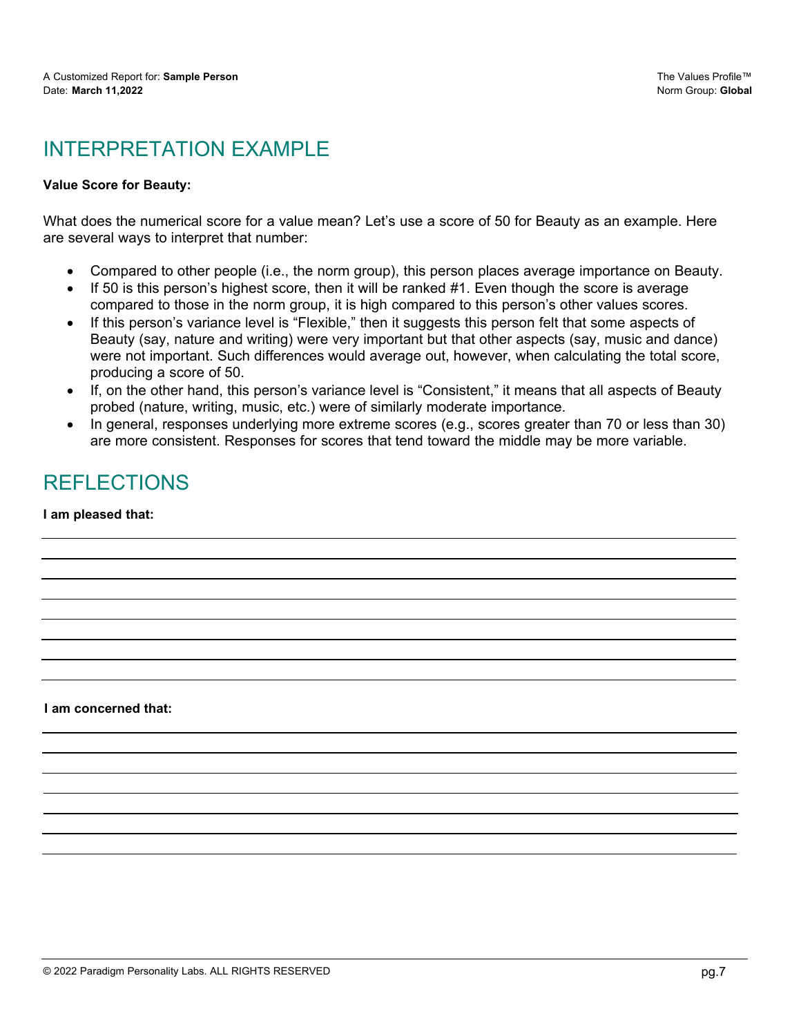# INTERPRETATION EXAMPLE

**Value Score for Beauty:**

What does the numerical score for a value mean? Let's use a score of 50 for Beauty as an example. Here are several ways to interpret that number:

- Compared to other people (i.e., the norm group), this person places average importance on Beauty.
- If 50 is this person's highest score, then it will be ranked #1. Even though the score is average compared to those in the norm group, it is high compared to this person's other values scores.
- If this person's variance level is "Flexible," then it suggests this person felt that some aspects of Beauty (say, nature and writing) were very important but that other aspects (say, music and dance) were not important. Such differences would average out, however, when calculating the total score, producing a score of 50.
- If, on the other hand, this person's variance level is "Consistent," it means that all aspects of Beauty probed (nature, writing, music, etc.) were of similarly moderate importance.
- In general, responses underlying more extreme scores (e.g., scores greater than 70 or less than 30) are more consistent. Responses for scores that tend toward the middle may be more variable.

# REFLECTIONS

**I am pleased that:**

**I am concerned that:**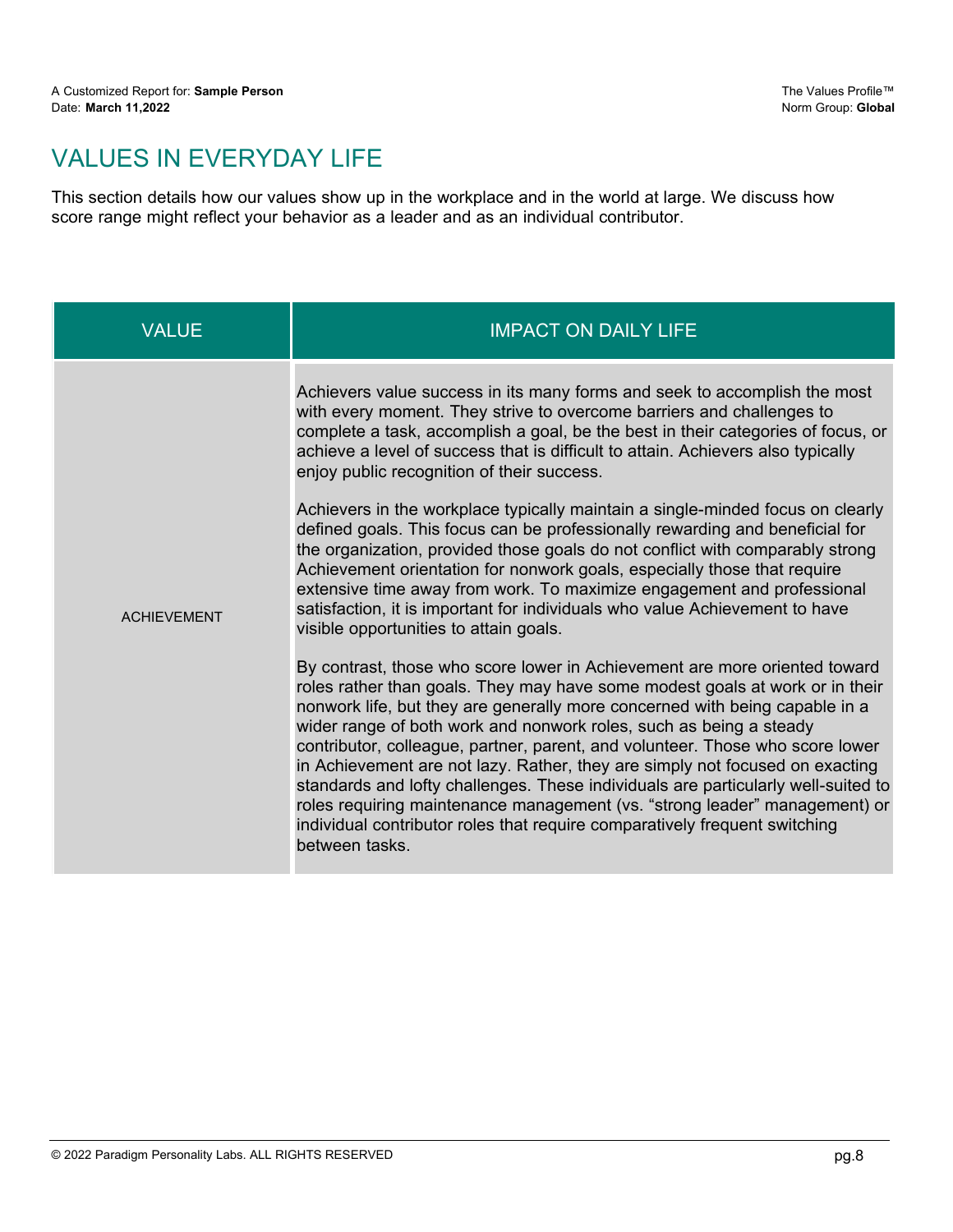# VALUES IN EVERYDAY LIFE

This section details how our values show up in the workplace and in the world at large. We discuss how score range might reflect your behavior as a leader and as an individual contributor.

| VALUE | IMPACT ON DAILY LIFE |
|---|---|
| ACHIEVEMENT | Achievers value success in its many forms and seek to accomplish the most with every moment. They strive to overcome barriers and challenges to complete a task, accomplish a goal, be the best in their categories of focus, or achieve a level of success that is difficult to attain. Achievers also typically enjoy public recognition of their success.<br><br>Achievers in the workplace typically maintain a single-minded focus on clearly defined goals. This focus can be professionally rewarding and beneficial for the organization, provided those goals do not conflict with comparably strong Achievement orientation for nonwork goals, especially those that require extensive time away from work. To maximize engagement and professional satisfaction, it is important for individuals who value Achievement to have visible opportunities to attain goals.<br><br>By contrast, those who score lower in Achievement are more oriented toward roles rather than goals. They may have some modest goals at work or in their nonwork life, but they are generally more concerned with being capable in a wider range of both work and nonwork roles, such as being a steady contributor, colleague, partner, parent, and volunteer. Those who score lower in Achievement are not lazy. Rather, they are simply not focused on exacting standards and lofty challenges. These individuals are particularly well-suited to roles requiring maintenance management (vs. "strong leader" management) or individual contributor roles that require comparatively frequent switching between tasks. |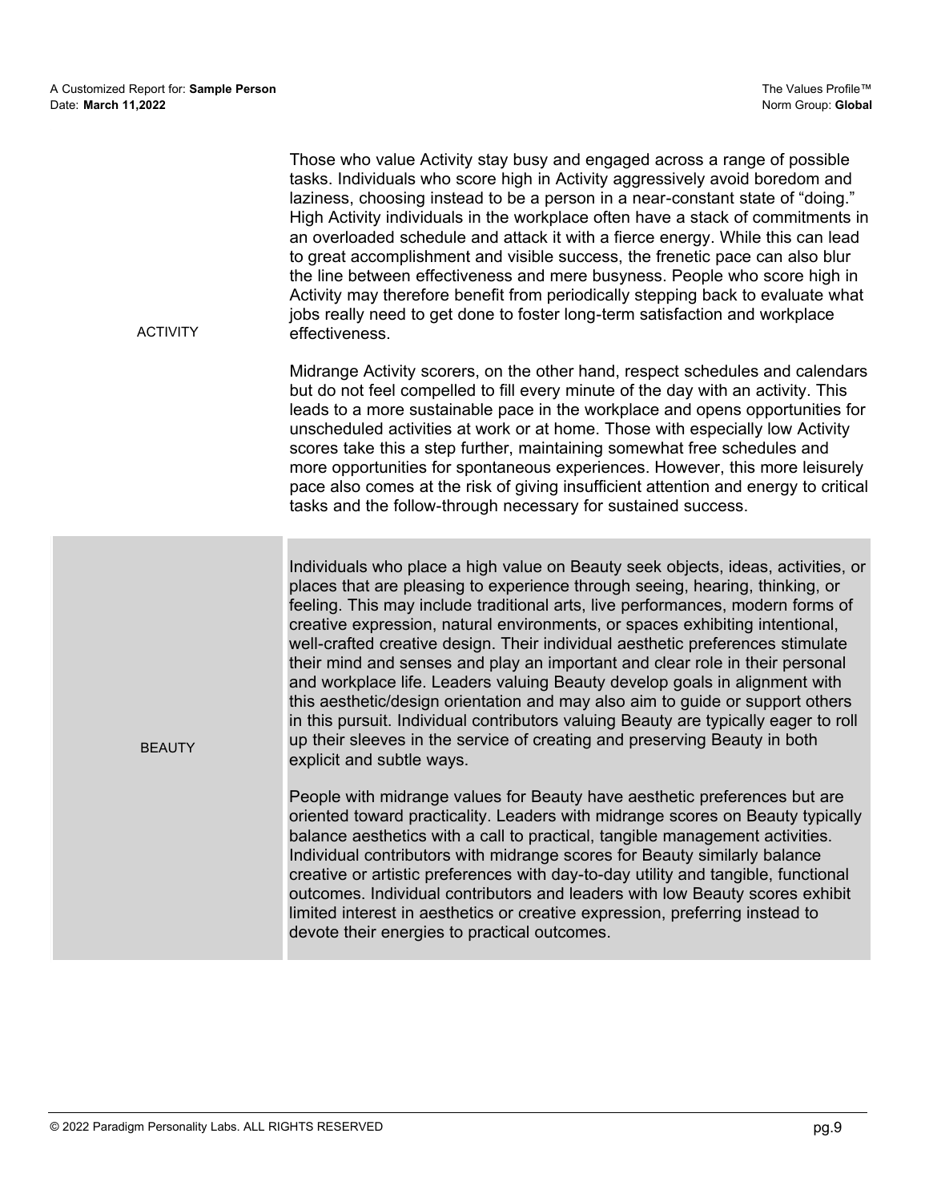| | |
|---|---|
| ACTIVITY | Those who value Activity stay busy and engaged across a range of possible tasks. Individuals who score high in Activity aggressively avoid boredom and laziness, choosing instead to be a person in a near-constant state of "doing." High Activity individuals in the workplace often have a stack of commitments in an overloaded schedule and attack it with a fierce energy. While this can lead to great accomplishment and visible success, the frenetic pace can also blur the line between effectiveness and mere busyness. People who score high in Activity may therefore benefit from periodically stepping back to evaluate what jobs really need to get done to foster long-term satisfaction and workplace effectiveness.<br><br>Midrange Activity scorers, on the other hand, respect schedules and calendars but do not feel compelled to fill every minute of the day with an activity. This leads to a more sustainable pace in the workplace and opens opportunities for unscheduled activities at work or at home. Those with especially low Activity scores take this a step further, maintaining somewhat free schedules and more opportunities for spontaneous experiences. However, this more leisurely pace also comes at the risk of giving insufficient attention and energy to critical tasks and the follow-through necessary for sustained success. |
| BEAUTY | Individuals who place a high value on Beauty seek objects, ideas, activities, or places that are pleasing to experience through seeing, hearing, thinking, or feeling. This may include traditional arts, live performances, modern forms of creative expression, natural environments, or spaces exhibiting intentional, well-crafted creative design. Their individual aesthetic preferences stimulate their mind and senses and play an important and clear role in their personal and workplace life. Leaders valuing Beauty develop goals in alignment with this aesthetic/design orientation and may also aim to guide or support others in this pursuit. Individual contributors valuing Beauty are typically eager to roll up their sleeves in the service of creating and preserving Beauty in both explicit and subtle ways.<br><br>People with midrange values for Beauty have aesthetic preferences but are oriented toward practicality. Leaders with midrange scores on Beauty typically balance aesthetics with a call to practical, tangible management activities. Individual contributors with midrange scores for Beauty similarly balance creative or artistic preferences with day-to-day utility and tangible, functional outcomes. Individual contributors and leaders with low Beauty scores exhibit limited interest in aesthetics or creative expression, preferring instead to devote their energies to practical outcomes. |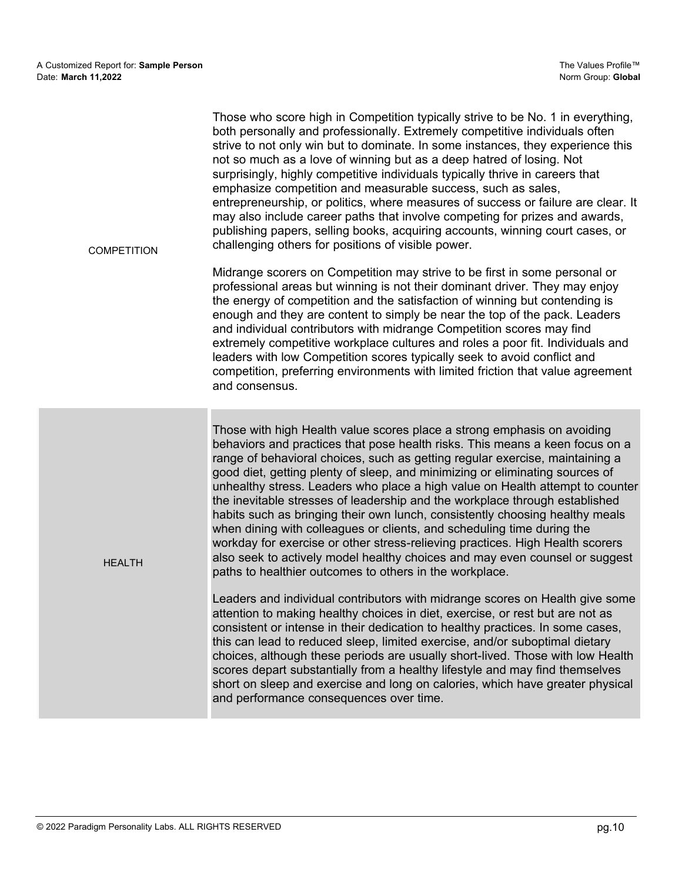| | |
|---|---|
| COMPETITION | Those who score high in Competition typically strive to be No. 1 in everything, both personally and professionally. Extremely competitive individuals often strive to not only win but to dominate. In some instances, they experience this not so much as a love of winning but as a deep hatred of losing. Not surprisingly, highly competitive individuals typically thrive in careers that emphasize competition and measurable success, such as sales, entrepreneurship, or politics, where measures of success or failure are clear. It may also include career paths that involve competing for prizes and awards, publishing papers, selling books, acquiring accounts, winning court cases, or challenging others for positions of visible power.<br><br>Midrange scorers on Competition may strive to be first in some personal or professional areas but winning is not their dominant driver. They may enjoy the energy of competition and the satisfaction of winning but contending is enough and they are content to simply be near the top of the pack. Leaders and individual contributors with midrange Competition scores may find extremely competitive workplace cultures and roles a poor fit. Individuals and leaders with low Competition scores typically seek to avoid conflict and competition, preferring environments with limited friction that value agreement and consensus. |
| HEALTH | Those with high Health value scores place a strong emphasis on avoiding behaviors and practices that pose health risks. This means a keen focus on a range of behavioral choices, such as getting regular exercise, maintaining a good diet, getting plenty of sleep, and minimizing or eliminating sources of unhealthy stress. Leaders who place a high value on Health attempt to counter the inevitable stresses of leadership and the workplace through established habits such as bringing their own lunch, consistently choosing healthy meals when dining with colleagues or clients, and scheduling time during the workday for exercise or other stress-relieving practices. High Health scorers also seek to actively model healthy choices and may even counsel or suggest paths to healthier outcomes to others in the workplace.<br><br>Leaders and individual contributors with midrange scores on Health give some attention to making healthy choices in diet, exercise, or rest but are not as consistent or intense in their dedication to healthy practices. In some cases, this can lead to reduced sleep, limited exercise, and/or suboptimal dietary choices, although these periods are usually short-lived. Those with low Health scores depart substantially from a healthy lifestyle and may find themselves short on sleep and exercise and long on calories, which have greater physical and performance consequences over time. |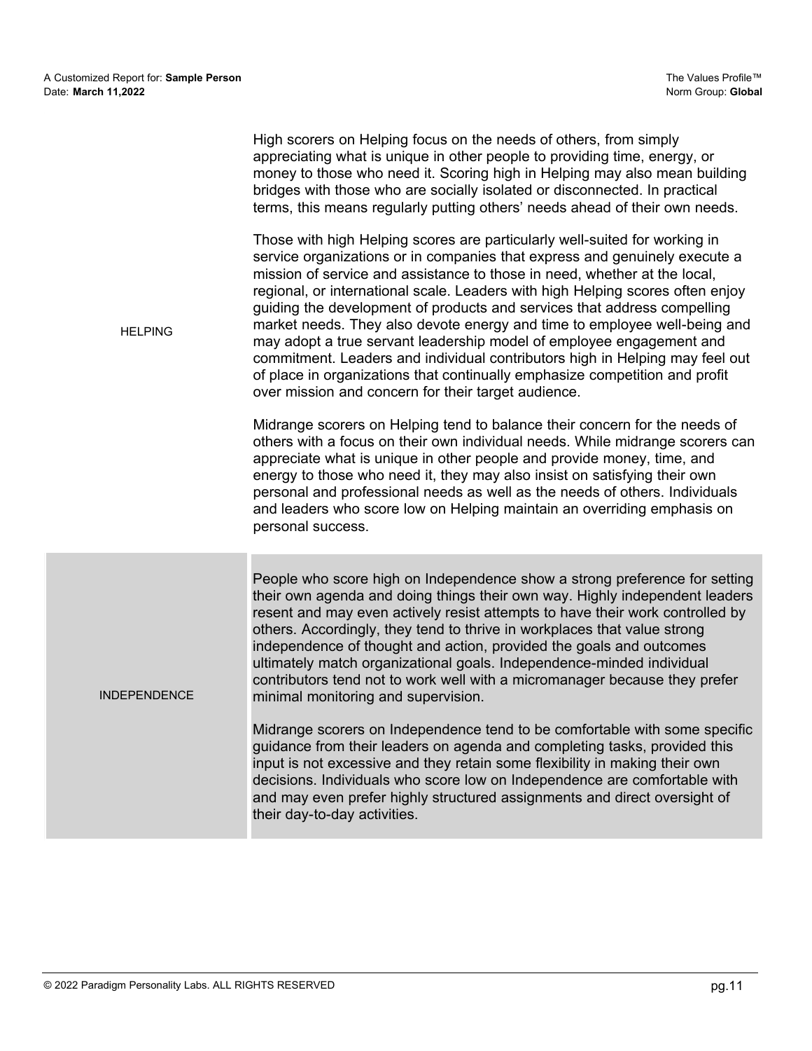| | |
|---|---|
| HELPING | High scorers on Helping focus on the needs of others, from simply appreciating what is unique in other people to providing time, energy, or money to those who need it. Scoring high in Helping may also mean building bridges with those who are socially isolated or disconnected. In practical terms, this means regularly putting others' needs ahead of their own needs.<br><br>Those with high Helping scores are particularly well-suited for working in service organizations or in companies that express and genuinely execute a mission of service and assistance to those in need, whether at the local, regional, or international scale. Leaders with high Helping scores often enjoy guiding the development of products and services that address compelling market needs. They also devote energy and time to employee well-being and may adopt a true servant leadership model of employee engagement and commitment. Leaders and individual contributors high in Helping may feel out of place in organizations that continually emphasize competition and profit over mission and concern for their target audience.<br><br>Midrange scorers on Helping tend to balance their concern for the needs of others with a focus on their own individual needs. While midrange scorers can appreciate what is unique in other people and provide money, time, and energy to those who need it, they may also insist on satisfying their own personal and professional needs as well as the needs of others. Individuals and leaders who score low on Helping maintain an overriding emphasis on personal success. |
| INDEPENDENCE | People who score high on Independence show a strong preference for setting their own agenda and doing things their own way. Highly independent leaders resent and may even actively resist attempts to have their work controlled by others. Accordingly, they tend to thrive in workplaces that value strong independence of thought and action, provided the goals and outcomes ultimately match organizational goals. Independence-minded individual contributors tend not to work well with a micromanager because they prefer minimal monitoring and supervision.<br><br>Midrange scorers on Independence tend to be comfortable with some specific guidance from their leaders on agenda and completing tasks, provided this input is not excessive and they retain some flexibility in making their own decisions. Individuals who score low on Independence are comfortable with and may even prefer highly structured assignments and direct oversight of their day-to-day activities. |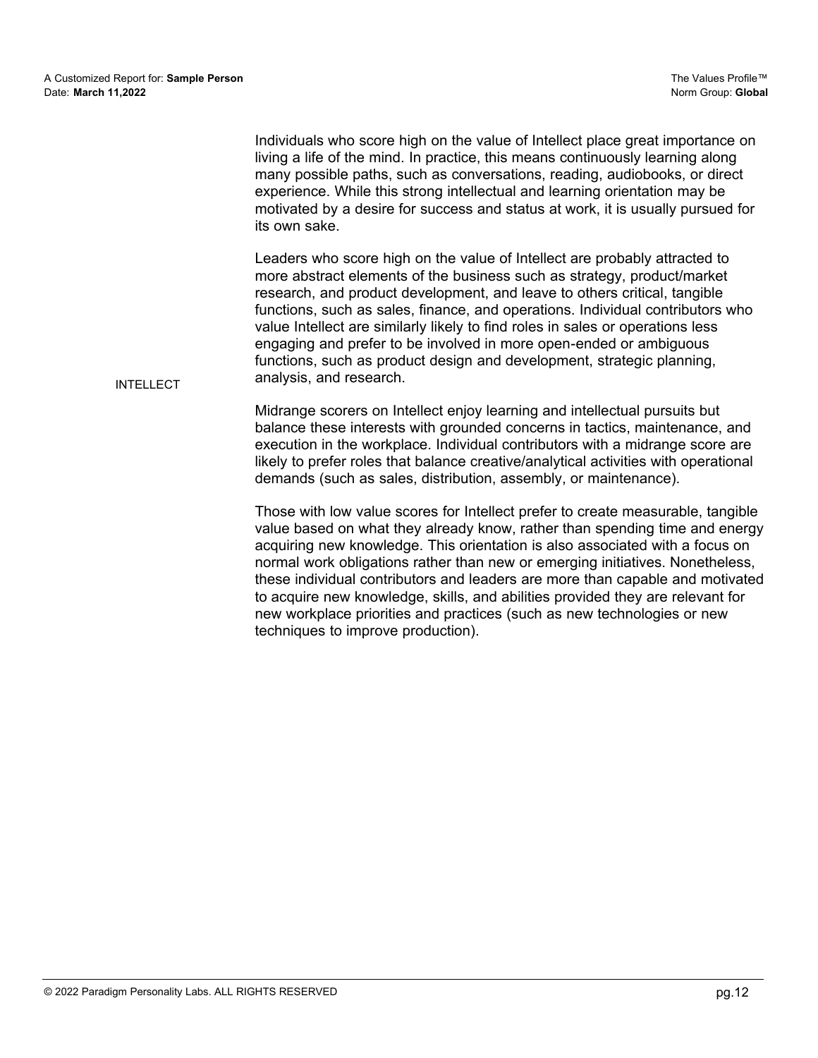INTELLECT

Individuals who score high on the value of Intellect place great importance on living a life of the mind. In practice, this means continuously learning along many possible paths, such as conversations, reading, audiobooks, or direct experience. While this strong intellectual and learning orientation may be motivated by a desire for success and status at work, it is usually pursued for its own sake.

Leaders who score high on the value of Intellect are probably attracted to more abstract elements of the business such as strategy, product/market research, and product development, and leave to others critical, tangible functions, such as sales, finance, and operations. Individual contributors who value Intellect are similarly likely to find roles in sales or operations less engaging and prefer to be involved in more open-ended or ambiguous functions, such as product design and development, strategic planning, analysis, and research.

Midrange scorers on Intellect enjoy learning and intellectual pursuits but balance these interests with grounded concerns in tactics, maintenance, and execution in the workplace. Individual contributors with a midrange score are likely to prefer roles that balance creative/analytical activities with operational demands (such as sales, distribution, assembly, or maintenance).

Those with low value scores for Intellect prefer to create measurable, tangible value based on what they already know, rather than spending time and energy acquiring new knowledge. This orientation is also associated with a focus on normal work obligations rather than new or emerging initiatives. Nonetheless, these individual contributors and leaders are more than capable and motivated to acquire new knowledge, skills, and abilities provided they are relevant for new workplace priorities and practices (such as new technologies or new techniques to improve production).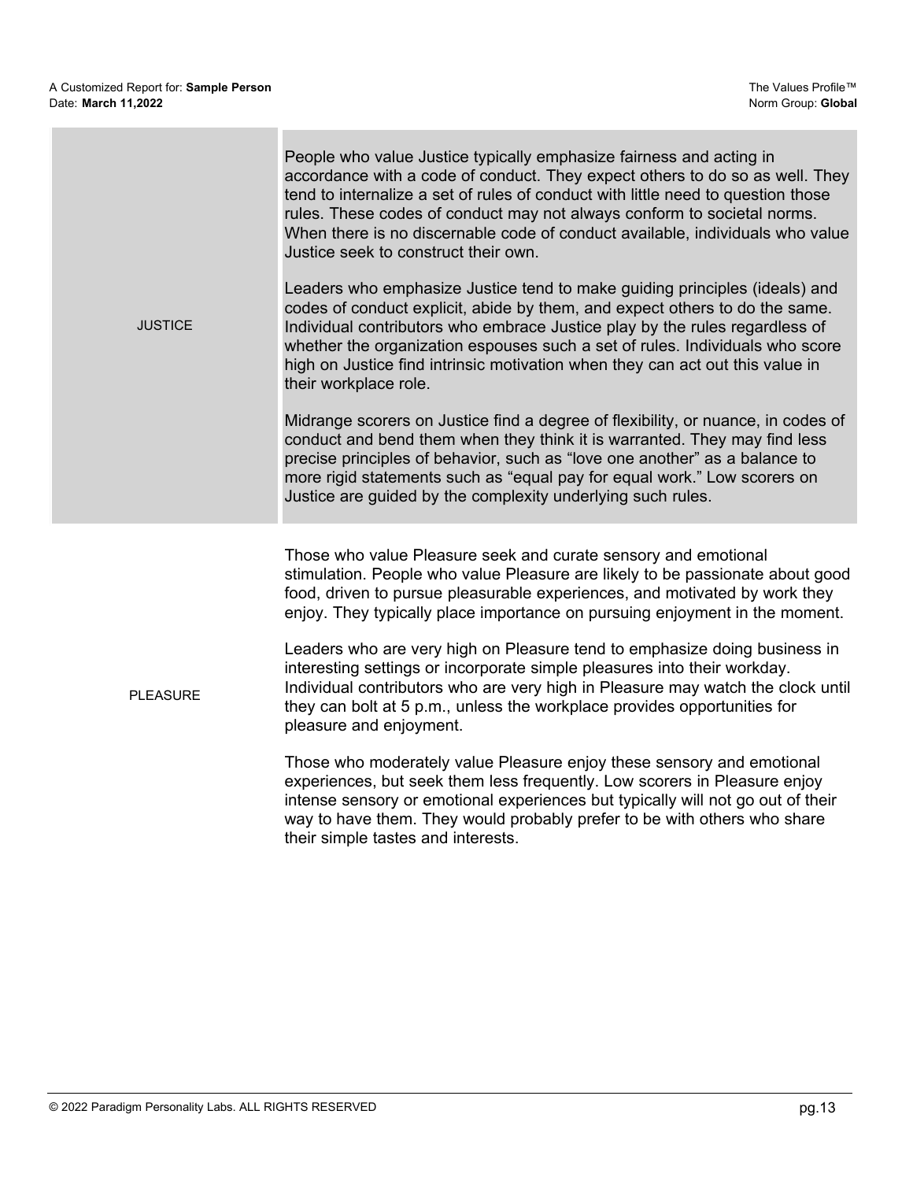| | |
|---|---|
| JUSTICE | People who value Justice typically emphasize fairness and acting in accordance with a code of conduct. They expect others to do so as well. They tend to internalize a set of rules of conduct with little need to question those rules. These codes of conduct may not always conform to societal norms. When there is no discernable code of conduct available, individuals who value Justice seek to construct their own.<br><br>Leaders who emphasize Justice tend to make guiding principles (ideals) and codes of conduct explicit, abide by them, and expect others to do the same. Individual contributors who embrace Justice play by the rules regardless of whether the organization espouses such a set of rules. Individuals who score high on Justice find intrinsic motivation when they can act out this value in their workplace role.<br><br>Midrange scorers on Justice find a degree of flexibility, or nuance, in codes of conduct and bend them when they think it is warranted. They may find less precise principles of behavior, such as "love one another" as a balance to more rigid statements such as "equal pay for equal work." Low scorers on Justice are guided by the complexity underlying such rules. |
| PLEASURE | Those who value Pleasure seek and curate sensory and emotional stimulation. People who value Pleasure are likely to be passionate about good food, driven to pursue pleasurable experiences, and motivated by work they enjoy. They typically place importance on pursuing enjoyment in the moment.<br><br>Leaders who are very high on Pleasure tend to emphasize doing business in interesting settings or incorporate simple pleasures into their workday. Individual contributors who are very high in Pleasure may watch the clock until they can bolt at 5 p.m., unless the workplace provides opportunities for pleasure and enjoyment.<br><br>Those who moderately value Pleasure enjoy these sensory and emotional experiences, but seek them less frequently. Low scorers in Pleasure enjoy intense sensory or emotional experiences but typically will not go out of their way to have them. They would probably prefer to be with others who share their simple tastes and interests. |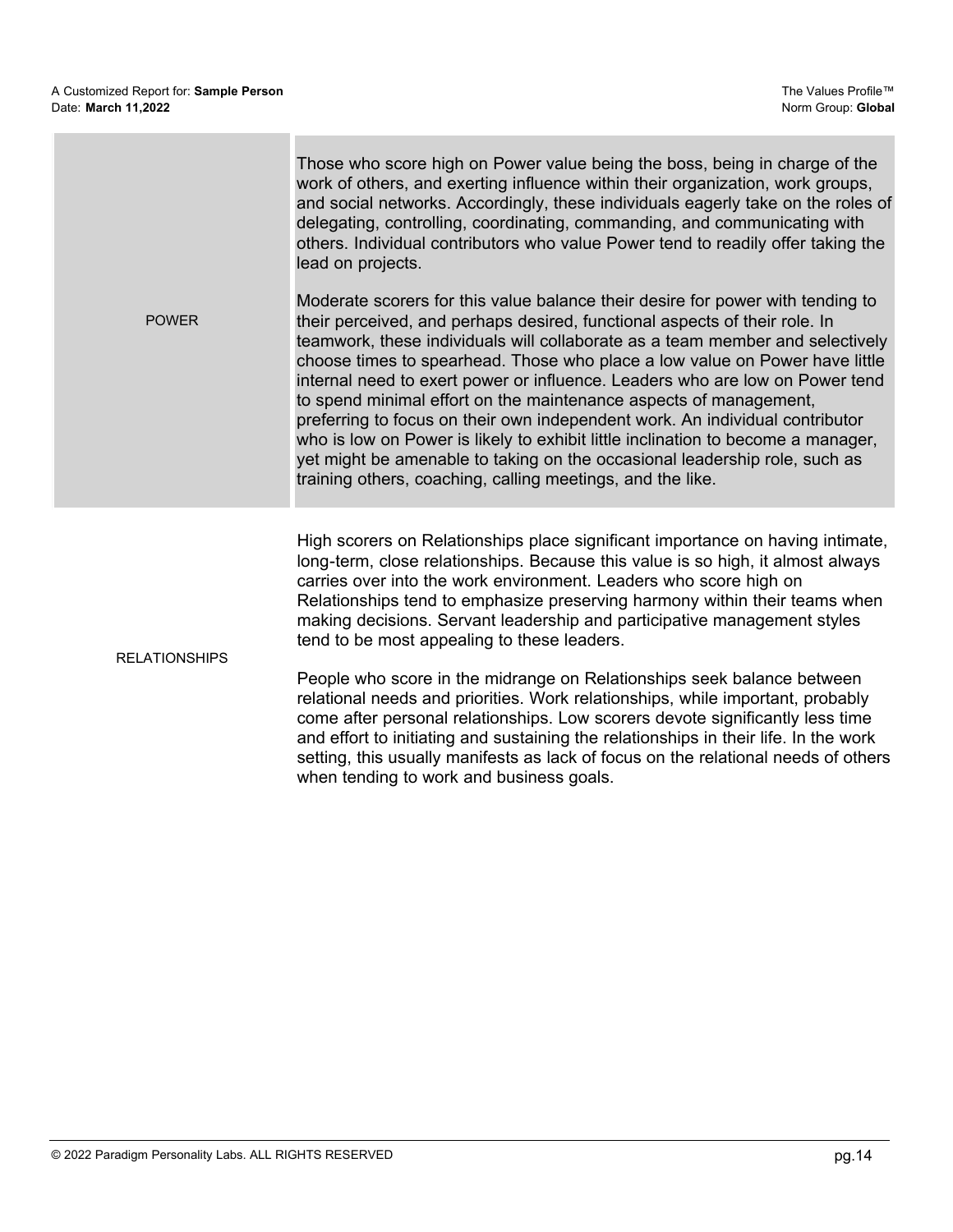| | |
|---|---|
| POWER | Those who score high on Power value being the boss, being in charge of the work of others, and exerting influence within their organization, work groups, and social networks. Accordingly, these individuals eagerly take on the roles of delegating, controlling, coordinating, commanding, and communicating with others. Individual contributors who value Power tend to readily offer taking the lead on projects.<br><br>Moderate scorers for this value balance their desire for power with tending to their perceived, and perhaps desired, functional aspects of their role. In teamwork, these individuals will collaborate as a team member and selectively choose times to spearhead. Those who place a low value on Power have little internal need to exert power or influence. Leaders who are low on Power tend to spend minimal effort on the maintenance aspects of management, preferring to focus on their own independent work. An individual contributor who is low on Power is likely to exhibit little inclination to become a manager, yet might be amenable to taking on the occasional leadership role, such as training others, coaching, calling meetings, and the like. |
| RELATIONSHIPS | High scorers on Relationships place significant importance on having intimate, long-term, close relationships. Because this value is so high, it almost always carries over into the work environment. Leaders who score high on Relationships tend to emphasize preserving harmony within their teams when making decisions. Servant leadership and participative management styles tend to be most appealing to these leaders.<br><br>People who score in the midrange on Relationships seek balance between relational needs and priorities. Work relationships, while important, probably come after personal relationships. Low scorers devote significantly less time and effort to initiating and sustaining the relationships in their life. In the work setting, this usually manifests as lack of focus on the relational needs of others when tending to work and business goals. |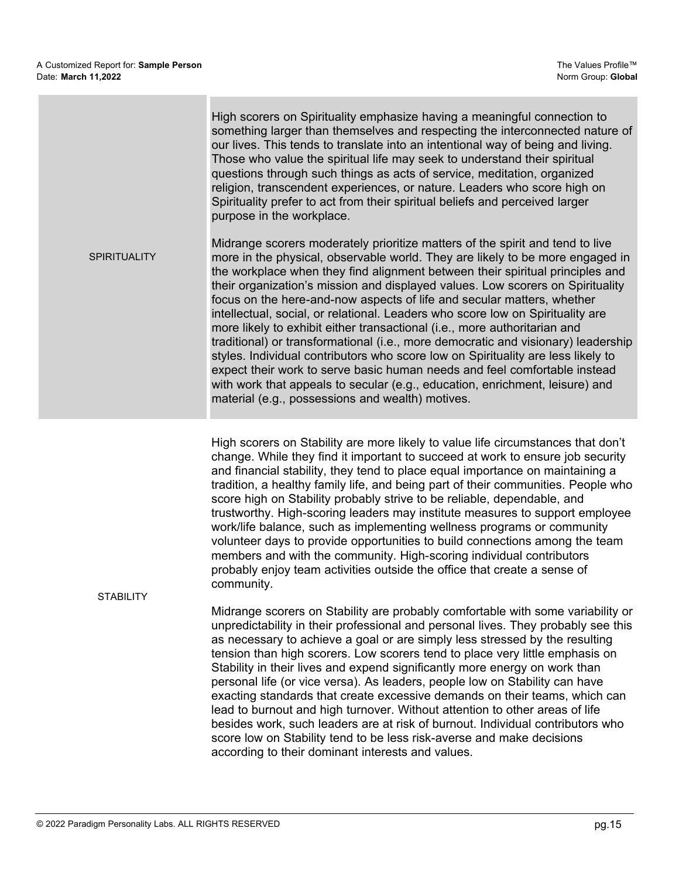| | |
|---|---|
| SPIRITUALITY | High scorers on Spirituality emphasize having a meaningful connection to something larger than themselves and respecting the interconnected nature of our lives. This tends to translate into an intentional way of being and living. Those who value the spiritual life may seek to understand their spiritual questions through such things as acts of service, meditation, organized religion, transcendent experiences, or nature. Leaders who score high on Spirituality prefer to act from their spiritual beliefs and perceived larger purpose in the workplace.<br><br>Midrange scorers moderately prioritize matters of the spirit and tend to live more in the physical, observable world. They are likely to be more engaged in the workplace when they find alignment between their spiritual principles and their organization's mission and displayed values. Low scorers on Spirituality focus on the here-and-now aspects of life and secular matters, whether intellectual, social, or relational. Leaders who score low on Spirituality are more likely to exhibit either transactional (i.e., more authoritarian and traditional) or transformational (i.e., more democratic and visionary) leadership styles. Individual contributors who score low on Spirituality are less likely to expect their work to serve basic human needs and feel comfortable instead with work that appeals to secular (e.g., education, enrichment, leisure) and material (e.g., possessions and wealth) motives. |
| STABILITY | High scorers on Stability are more likely to value life circumstances that don't change. While they find it important to succeed at work to ensure job security and financial stability, they tend to place equal importance on maintaining a tradition, a healthy family life, and being part of their communities. People who score high on Stability probably strive to be reliable, dependable, and trustworthy. High-scoring leaders may institute measures to support employee work/life balance, such as implementing wellness programs or community volunteer days to provide opportunities to build connections among the team members and with the community. High-scoring individual contributors probably enjoy team activities outside the office that create a sense of community.<br><br>Midrange scorers on Stability are probably comfortable with some variability or unpredictability in their professional and personal lives. They probably see this as necessary to achieve a goal or are simply less stressed by the resulting tension than high scorers. Low scorers tend to place very little emphasis on Stability in their lives and expend significantly more energy on work than personal life (or vice versa). As leaders, people low on Stability can have exacting standards that create excessive demands on their teams, which can lead to burnout and high turnover. Without attention to other areas of life besides work, such leaders are at risk of burnout. Individual contributors who score low on Stability tend to be less risk-averse and make decisions according to their dominant interests and values. |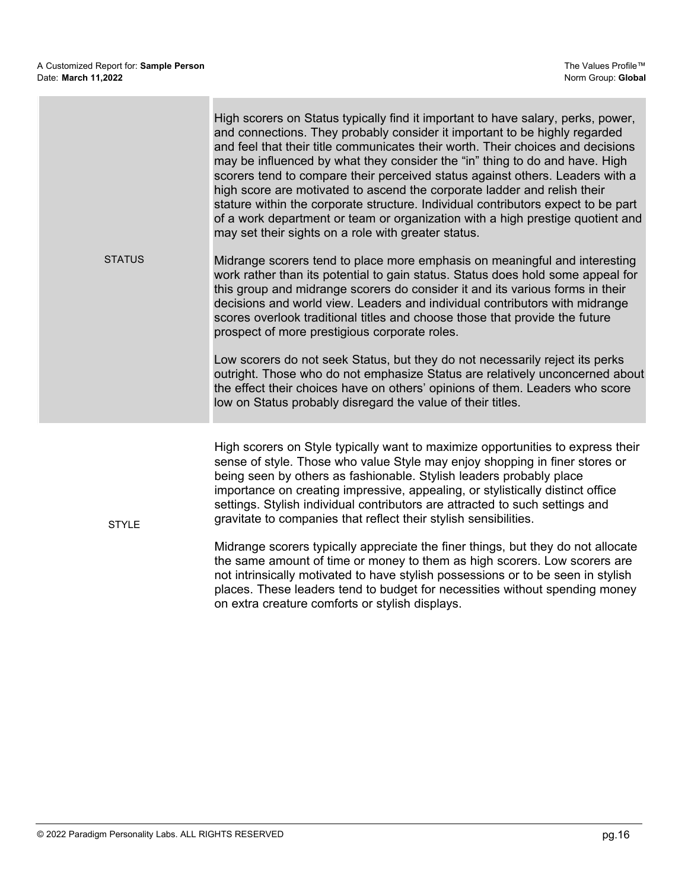| | |
|---|---|
| STATUS | High scorers on Status typically find it important to have salary, perks, power, and connections. They probably consider it important to be highly regarded and feel that their title communicates their worth. Their choices and decisions may be influenced by what they consider the "in" thing to do and have. High scorers tend to compare their perceived status against others. Leaders with a high score are motivated to ascend the corporate ladder and relish their stature within the corporate structure. Individual contributors expect to be part of a work department or team or organization with a high prestige quotient and may set their sights on a role with greater status.<br><br>Midrange scorers tend to place more emphasis on meaningful and interesting work rather than its potential to gain status. Status does hold some appeal for this group and midrange scorers do consider it and its various forms in their decisions and world view. Leaders and individual contributors with midrange scores overlook traditional titles and choose those that provide the future prospect of more prestigious corporate roles.<br><br>Low scorers do not seek Status, but they do not necessarily reject its perks outright. Those who do not emphasize Status are relatively unconcerned about the effect their choices have on others' opinions of them. Leaders who score low on Status probably disregard the value of their titles. |
| STYLE | High scorers on Style typically want to maximize opportunities to express their sense of style. Those who value Style may enjoy shopping in finer stores or being seen by others as fashionable. Stylish leaders probably place importance on creating impressive, appealing, or stylistically distinct office settings. Stylish individual contributors are attracted to such settings and gravitate to companies that reflect their stylish sensibilities.<br><br>Midrange scorers typically appreciate the finer things, but they do not allocate the same amount of time or money to them as high scorers. Low scorers are not intrinsically motivated to have stylish possessions or to be seen in stylish places. These leaders tend to budget for necessities without spending money on extra creature comforts or stylish displays. |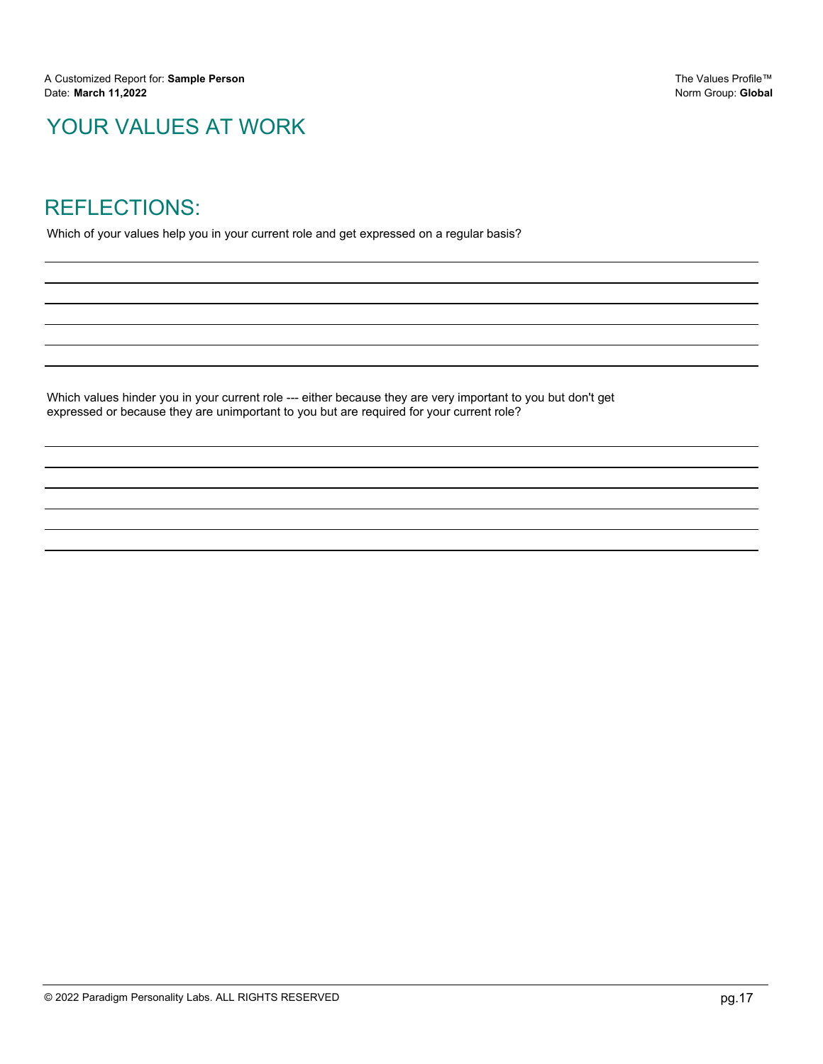# YOUR VALUES AT WORK

## REFLECTIONS:

Which of your values help you in your current role and get expressed on a regular basis?

Which values hinder you in your current role --- either because they are very important to you but don't get expressed or because they are unimportant to you but are required for your current role?